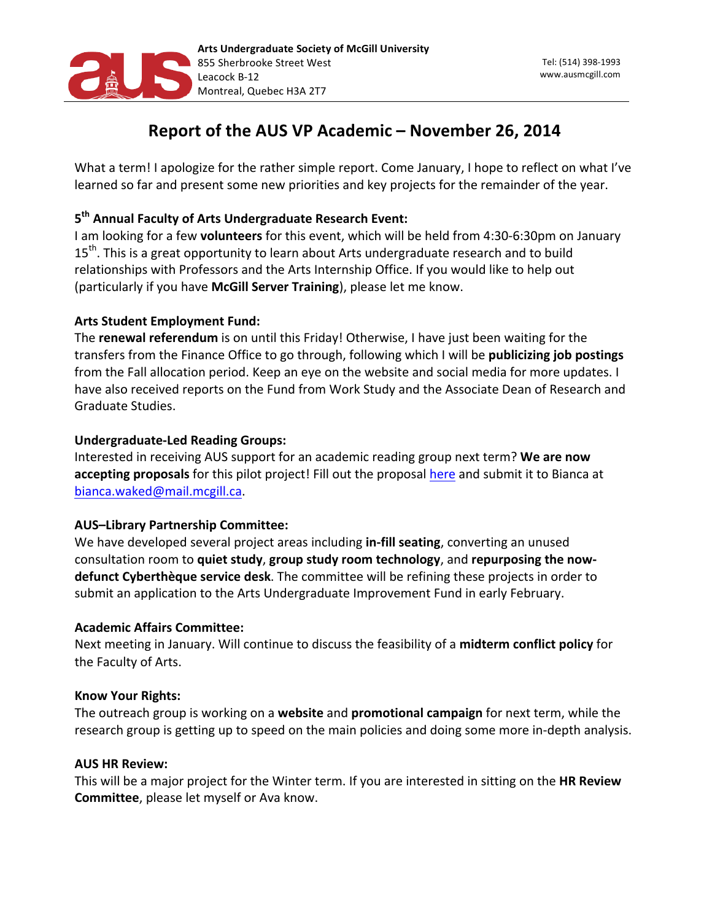Arts Undergraduate Society of McGill University
855 Sherbrooke Street West
Leacock B-12
Montreal, Quebec H3A 2T7

Tel: (514) 398-1993
www.ausmcgill.com

# Report of the AUS VP Academic – November 26, 2014

What a term! I apologize for the rather simple report. Come January, I hope to reflect on what I've learned so far and present some new priorities and key projects for the remainder of the year.

**5th Annual Faculty of Arts Undergraduate Research Event:**
I am looking for a few **volunteers** for this event, which will be held from 4:30-6:30pm on January 15th. This is a great opportunity to learn about Arts undergraduate research and to build relationships with Professors and the Arts Internship Office. If you would like to help out (particularly if you have **McGill Server Training**), please let me know.

**Arts Student Employment Fund:**
The **renewal referendum** is on until this Friday! Otherwise, I have just been waiting for the transfers from the Finance Office to go through, following which I will be **publicizing job postings** from the Fall allocation period. Keep an eye on the website and social media for more updates. I have also received reports on the Fund from Work Study and the Associate Dean of Research and Graduate Studies.

**Undergraduate-Led Reading Groups:**
Interested in receiving AUS support for an academic reading group next term? **We are now accepting proposals** for this pilot project! Fill out the proposal here and submit it to Bianca at bianca.waked@mail.mcgill.ca.

**AUS–Library Partnership Committee:**
We have developed several project areas including **in-fill seating**, converting an unused consultation room to **quiet study**, **group study room technology**, and **repurposing the now-defunct Cyberthèque service desk**. The committee will be refining these projects in order to submit an application to the Arts Undergraduate Improvement Fund in early February.

**Academic Affairs Committee:**
Next meeting in January. Will continue to discuss the feasibility of a **midterm conflict policy** for the Faculty of Arts.

**Know Your Rights:**
The outreach group is working on a **website** and **promotional campaign** for next term, while the research group is getting up to speed on the main policies and doing some more in-depth analysis.

**AUS HR Review:**
This will be a major project for the Winter term. If you are interested in sitting on the **HR Review Committee**, please let myself or Ava know.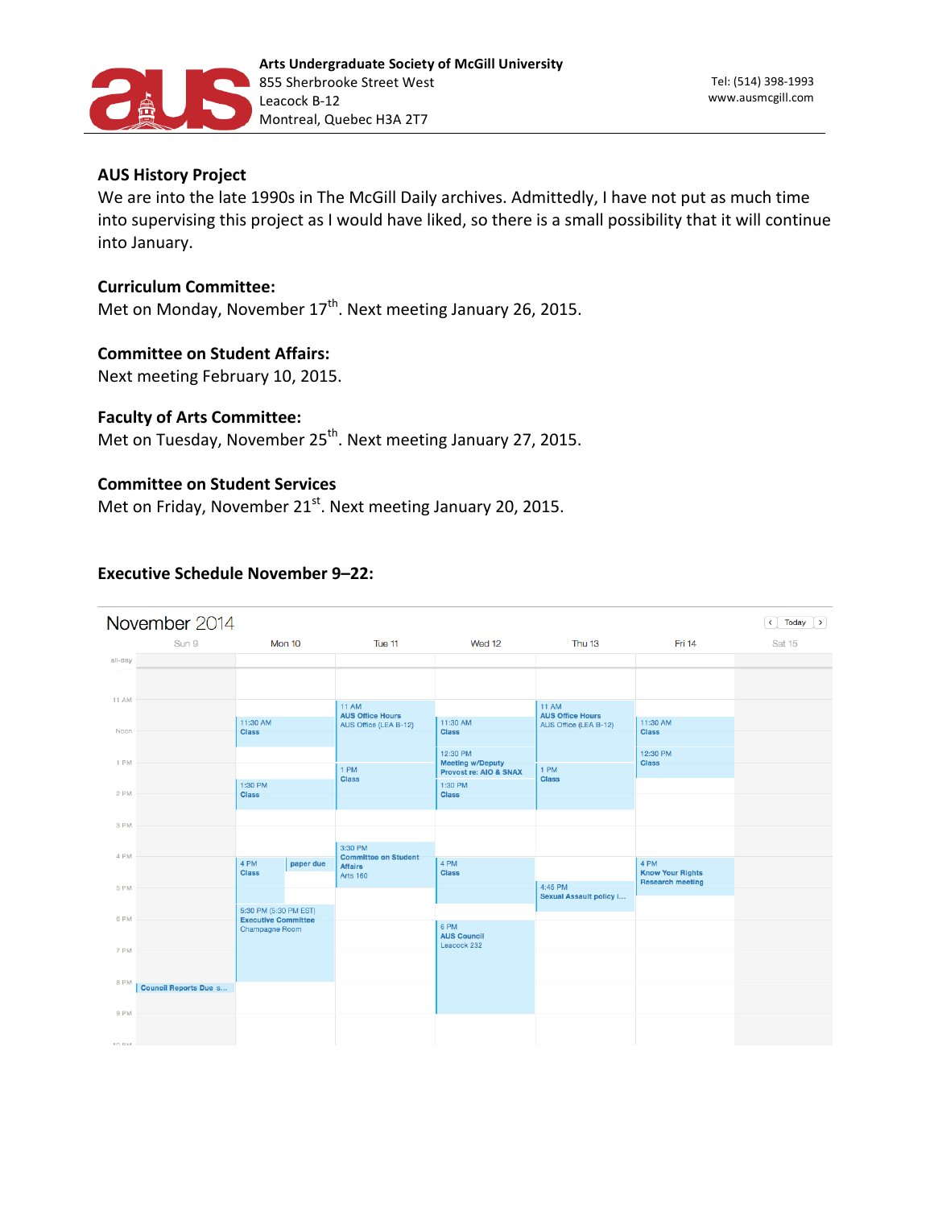**AUS History Project**

We are into the late 1990s in The McGill Daily archives. Admittedly, I have not put as much time into supervising this project as I would have liked, so there is a small possibility that it will continue into January.

**Curriculum Committee:**

Met on Monday, November 17th. Next meeting January 26, 2015.

**Committee on Student Affairs:**

Next meeting February 10, 2015.

**Faculty of Arts Committee:**

Met on Tuesday, November 25th. Next meeting January 27, 2015.

**Committee on Student Services**

Met on Friday, November 21st. Next meeting January 20, 2015.

**Executive Schedule November 9–22:**

November 2014

| Sun 9 | Mon 10 | Tue 11 | Wed 12 | Thu 13 | Fri 14 | Sat 15 |
|---|---|---|---|---|---|---|
| 8 PM Council Reports Due s... | 11:30 AM Class | 11 AM AUS Office Hours, AUS Office (LEA B-12) | 11:30 AM Class | 11 AM AUS Office Hours, AUS Office (LEA B-12) | 11:30 AM Class | |
| | 1:30 PM Class | 1 PM Class | 12:30 PM Meeting w/Deputy Provost re: AIO & SNAX | 1 PM Class | 12:30 PM Class | |
| | 4 PM Class | 3:30 PM Committee on Student Affairs, Arts 160 | 1:30 PM Class | 4:45 PM Sexual Assault policy i... | 4 PM Know Your Rights Research meeting | |
| | paper due | | 4 PM Class | | | |
| | 5:30 PM (5:30 PM EST) Executive Committee, Champagne Room | | 6 PM AUS Council, Leacock 232 | | | |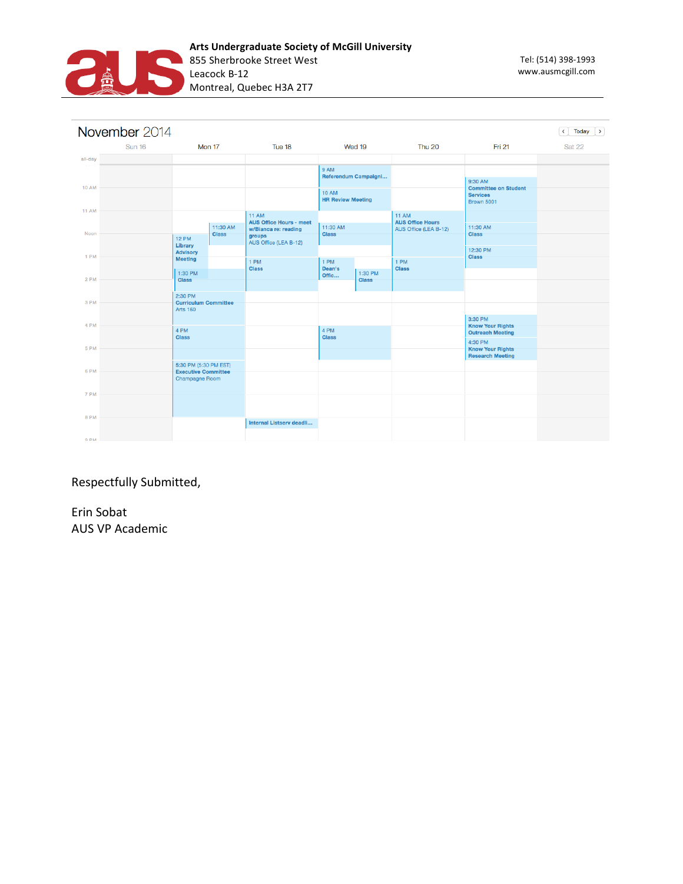**Arts Undergraduate Society of McGill University**
855 Sherbrooke Street West
Leacock B-12
Montreal, Quebec H3A 2T7

Tel: (514) 398-1993
www.ausmcgill.com

November 2014

Sun 16
Mon 17
Tue 18
Wed 19
Thu 20
Fri 21
Sat 22

all-day
10 AM
11 AM
Noon
1 PM
2 PM
3 PM
4 PM
5 PM
6 PM
7 PM
8 PM
9 PM

Mon 17:
11:30 AM Class
12 PM Library Advisory Meeting
1:30 PM Class
2:30 PM Curriculum Committee Arts 160
4 PM Class
5:30 PM (5:30 PM EST) Executive Committee Champagne Room

Tue 18:
11 AM AUS Office Hours - meet w/Bianca re: reading groups AUS Office (LEA B-12)
1 PM Class
Internal Listserv deadli...

Wed 19:
9 AM Referendum Campaigni...
10 AM HR Review Meeting
11:30 AM Class
1 PM Dean's Offic...
1:30 PM Class
4 PM Class

Thu 20:
11 AM AUS Office Hours AUS Office (LEA B-12)
1 PM Class

Fri 21:
9:30 AM Committee on Student Services Brown 5001
11:30 AM Class
12:30 PM Class
3:30 PM Know Your Rights Outreach Meeting
4:30 PM Know Your Rights Research Meeting

Respectfully Submitted,

Erin Sobat
AUS VP Academic